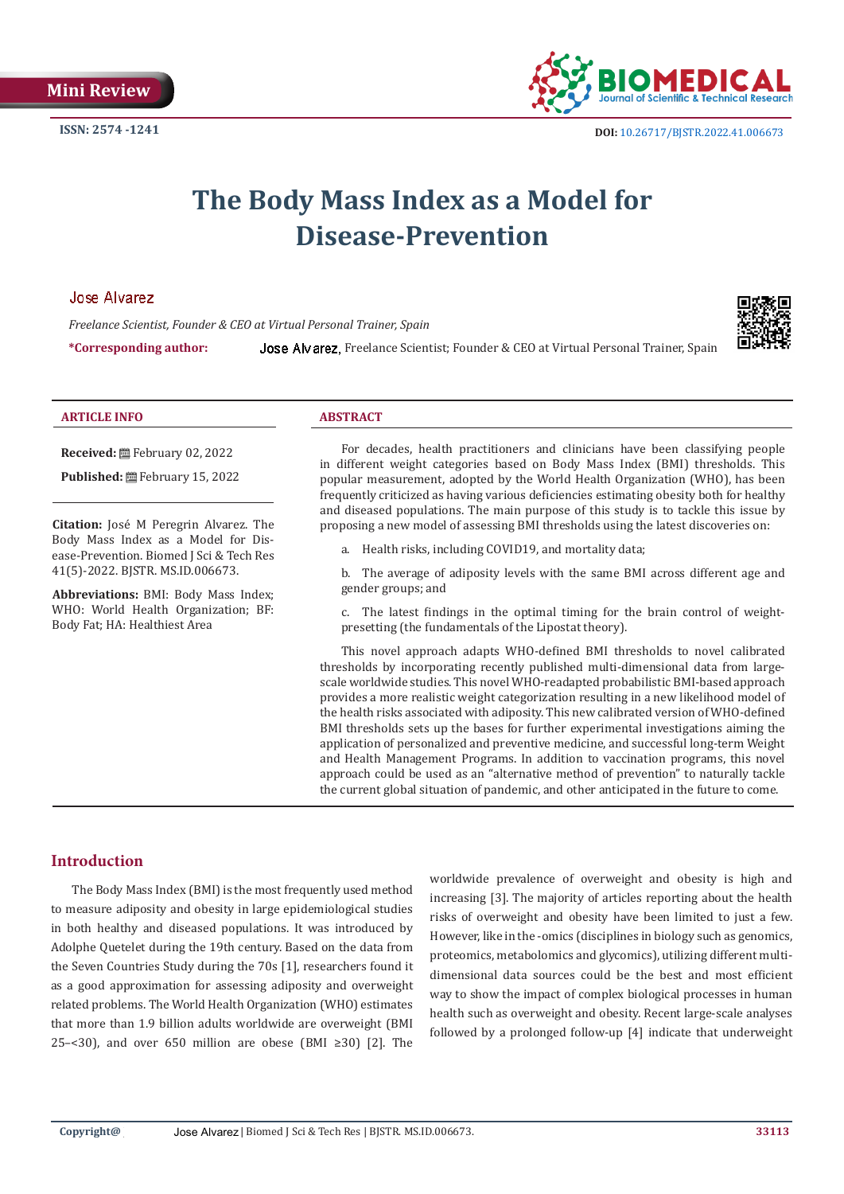Mini Review

ISSN: 2574 -1241

DOI: 10.26717/BJSTR.2022.41.006673

# The Body Mass Index as a Model for Disease-Prevention

**Jose Alvarez**

*Freelance Scientist, Founder & CEO at Virtual Personal Trainer, Spain*

**\*Corresponding author:** Jose Alvarez, Freelance Scientist; Founder & CEO at Virtual Personal Trainer, Spain

## ARTICLE INFO

**Received:** February 02, 2022

**Published:** February 15, 2022

**Citation:** José M Peregrin Alvarez. The Body Mass Index as a Model for Disease-Prevention. Biomed J Sci & Tech Res 41(5)-2022. BJSTR. MS.ID.006673.

**Abbreviations:** BMI: Body Mass Index; WHO: World Health Organization; BF: Body Fat; HA: Healthiest Area

## ABSTRACT

For decades, health practitioners and clinicians have been classifying people in different weight categories based on Body Mass Index (BMI) thresholds. This popular measurement, adopted by the World Health Organization (WHO), has been frequently criticized as having various deficiencies estimating obesity both for healthy and diseased populations. The main purpose of this study is to tackle this issue by proposing a new model of assessing BMI thresholds using the latest discoveries on:

a. Health risks, including COVID19, and mortality data;

b. The average of adiposity levels with the same BMI across different age and gender groups; and

c. The latest findings in the optimal timing for the brain control of weight-presetting (the fundamentals of the Lipostat theory).

This novel approach adapts WHO-defined BMI thresholds to novel calibrated thresholds by incorporating recently published multi-dimensional data from large-scale worldwide studies. This novel WHO-readapted probabilistic BMI-based approach provides a more realistic weight categorization resulting in a new likelihood model of the health risks associated with adiposity. This new calibrated version of WHO-defined BMI thresholds sets up the bases for further experimental investigations aiming the application of personalized and preventive medicine, and successful long-term Weight and Health Management Programs. In addition to vaccination programs, this novel approach could be used as an "alternative method of prevention" to naturally tackle the current global situation of pandemic, and other anticipated in the future to come.

## Introduction

The Body Mass Index (BMI) is the most frequently used method to measure adiposity and obesity in large epidemiological studies in both healthy and diseased populations. It was introduced by Adolphe Quetelet during the 19th century. Based on the data from the Seven Countries Study during the 70s [1], researchers found it as a good approximation for assessing adiposity and overweight related problems. The World Health Organization (WHO) estimates that more than 1.9 billion adults worldwide are overweight (BMI 25–<30), and over 650 million are obese (BMI ≥30) [2]. The worldwide prevalence of overweight and obesity is high and increasing [3]. The majority of articles reporting about the health risks of overweight and obesity have been limited to just a few. However, like in the -omics (disciplines in biology such as genomics, proteomics, metabolomics and glycomics), utilizing different multi-dimensional data sources could be the best and most efficient way to show the impact of complex biological processes in human health such as overweight and obesity. Recent large-scale analyses followed by a prolonged follow-up [4] indicate that underweight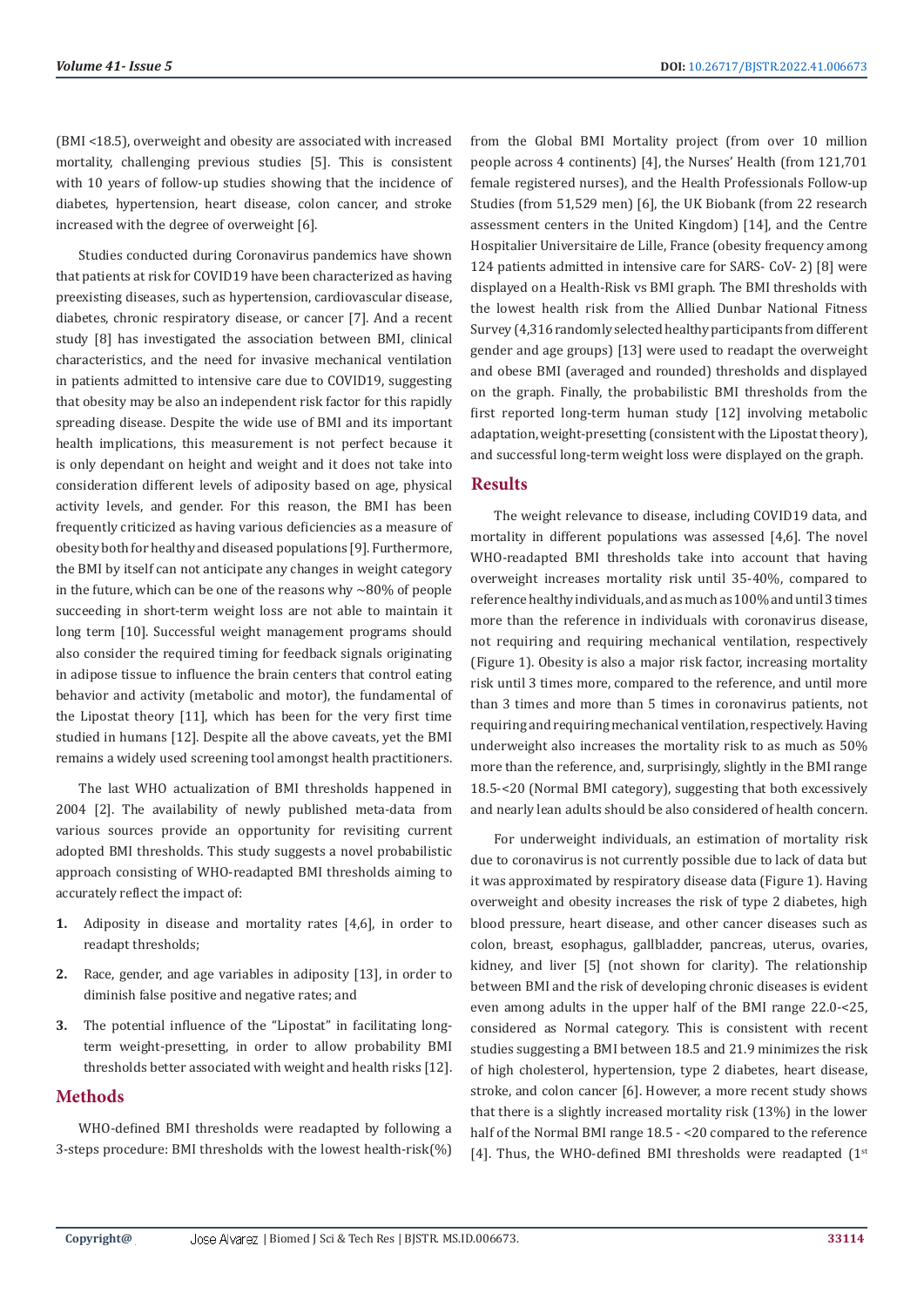(BMI <18.5), overweight and obesity are associated with increased mortality, challenging previous studies [5]. This is consistent with 10 years of follow-up studies showing that the incidence of diabetes, hypertension, heart disease, colon cancer, and stroke increased with the degree of overweight [6].

Studies conducted during Coronavirus pandemics have shown that patients at risk for COVID19 have been characterized as having preexisting diseases, such as hypertension, cardiovascular disease, diabetes, chronic respiratory disease, or cancer [7]. And a recent study [8] has investigated the association between BMI, clinical characteristics, and the need for invasive mechanical ventilation in patients admitted to intensive care due to COVID19, suggesting that obesity may be also an independent risk factor for this rapidly spreading disease. Despite the wide use of BMI and its important health implications, this measurement is not perfect because it is only dependant on height and weight and it does not take into consideration different levels of adiposity based on age, physical activity levels, and gender. For this reason, the BMI has been frequently criticized as having various deficiencies as a measure of obesity both for healthy and diseased populations [9]. Furthermore, the BMI by itself can not anticipate any changes in weight category in the future, which can be one of the reasons why ~80% of people succeeding in short-term weight loss are not able to maintain it long term [10]. Successful weight management programs should also consider the required timing for feedback signals originating in adipose tissue to influence the brain centers that control eating behavior and activity (metabolic and motor), the fundamental of the Lipostat theory [11], which has been for the very first time studied in humans [12]. Despite all the above caveats, yet the BMI remains a widely used screening tool amongst health practitioners.

The last WHO actualization of BMI thresholds happened in 2004 [2]. The availability of newly published meta-data from various sources provide an opportunity for revisiting current adopted BMI thresholds. This study suggests a novel probabilistic approach consisting of WHO-readapted BMI thresholds aiming to accurately reflect the impact of:

1. Adiposity in disease and mortality rates [4,6], in order to readapt thresholds;
2. Race, gender, and age variables in adiposity [13], in order to diminish false positive and negative rates; and
3. The potential influence of the "Lipostat" in facilitating long-term weight-presetting, in order to allow probability BMI thresholds better associated with weight and health risks [12].

## Methods

WHO-defined BMI thresholds were readapted by following a 3-steps procedure: BMI thresholds with the lowest health-risk(%) from the Global BMI Mortality project (from over 10 million people across 4 continents) [4], the Nurses' Health (from 121,701 female registered nurses), and the Health Professionals Follow-up Studies (from 51,529 men) [6], the UK Biobank (from 22 research assessment centers in the United Kingdom) [14], and the Centre Hospitalier Universitaire de Lille, France (obesity frequency among 124 patients admitted in intensive care for SARS- CoV- 2) [8] were displayed on a Health-Risk vs BMI graph. The BMI thresholds with the lowest health risk from the Allied Dunbar National Fitness Survey (4,316 randomly selected healthy participants from different gender and age groups) [13] were used to readapt the overweight and obese BMI (averaged and rounded) thresholds and displayed on the graph. Finally, the probabilistic BMI thresholds from the first reported long-term human study [12] involving metabolic adaptation, weight-presetting (consistent with the Lipostat theory), and successful long-term weight loss were displayed on the graph.

## Results

The weight relevance to disease, including COVID19 data, and mortality in different populations was assessed [4,6]. The novel WHO-readapted BMI thresholds take into account that having overweight increases mortality risk until 35-40%, compared to reference healthy individuals, and as much as 100% and until 3 times more than the reference in individuals with coronavirus disease, not requiring and requiring mechanical ventilation, respectively (Figure 1). Obesity is also a major risk factor, increasing mortality risk until 3 times more, compared to the reference, and until more than 3 times and more than 5 times in coronavirus patients, not requiring and requiring mechanical ventilation, respectively. Having underweight also increases the mortality risk to as much as 50% more than the reference, and, surprisingly, slightly in the BMI range 18.5-<20 (Normal BMI category), suggesting that both excessively and nearly lean adults should be also considered of health concern.

For underweight individuals, an estimation of mortality risk due to coronavirus is not currently possible due to lack of data but it was approximated by respiratory disease data (Figure 1). Having overweight and obesity increases the risk of type 2 diabetes, high blood pressure, heart disease, and other cancer diseases such as colon, breast, esophagus, gallbladder, pancreas, uterus, ovaries, kidney, and liver [5] (not shown for clarity). The relationship between BMI and the risk of developing chronic diseases is evident even among adults in the upper half of the BMI range 22.0-<25, considered as Normal category. This is consistent with recent studies suggesting a BMI between 18.5 and 21.9 minimizes the risk of high cholesterol, hypertension, type 2 diabetes, heart disease, stroke, and colon cancer [6]. However, a more recent study shows that there is a slightly increased mortality risk (13%) in the lower half of the Normal BMI range 18.5 - <20 compared to the reference [4]. Thus, the WHO-defined BMI thresholds were readapted (1st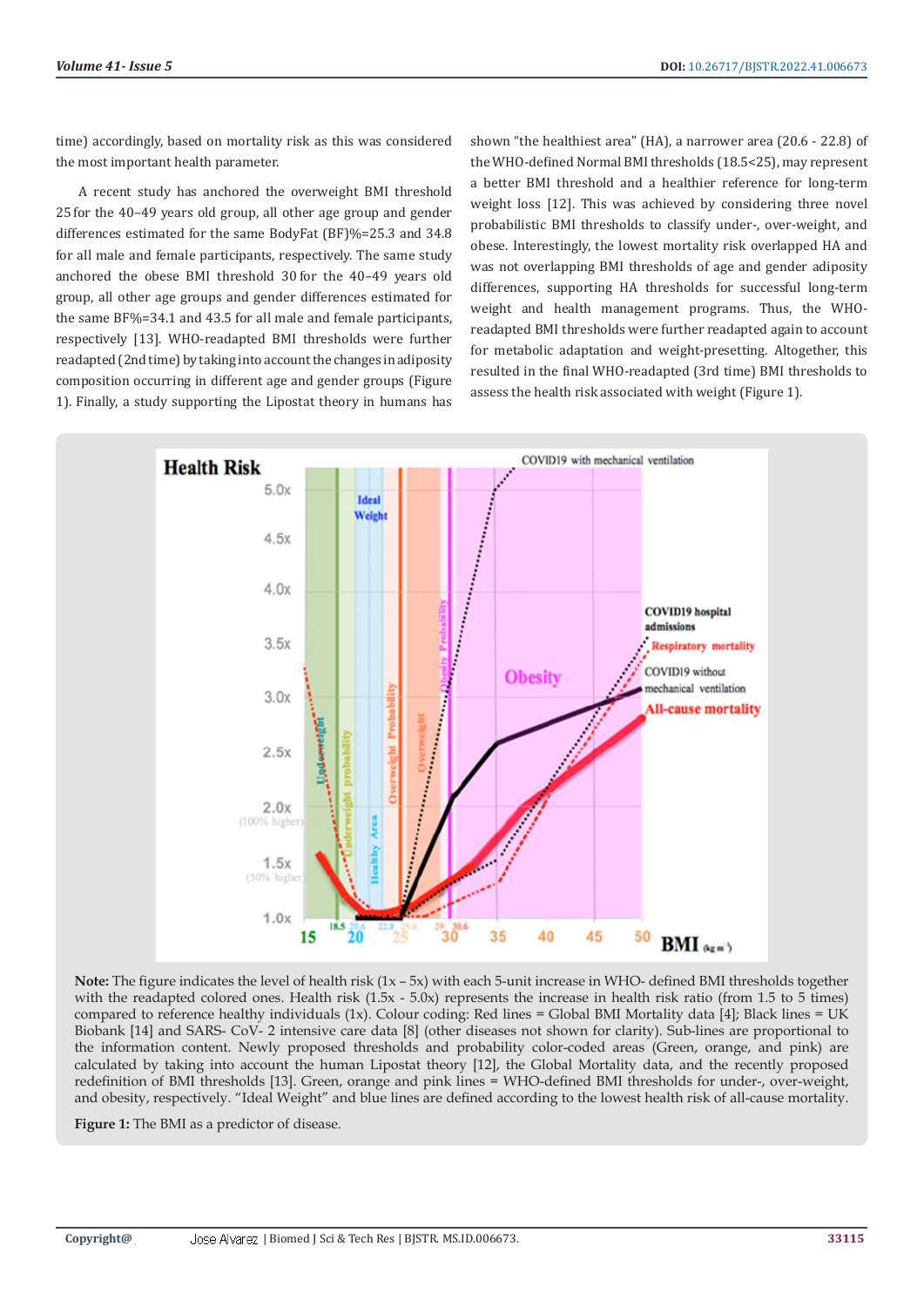time) accordingly, based on mortality risk as this was considered the most important health parameter.

A recent study has anchored the overweight BMI threshold 25 for the 40–49 years old group, all other age group and gender differences estimated for the same BodyFat (BF)%=25.3 and 34.8 for all male and female participants, respectively. The same study anchored the obese BMI threshold 30 for the 40–49 years old group, all other age groups and gender differences estimated for the same BF%=34.1 and 43.5 for all male and female participants, respectively [13]. WHO-readapted BMI thresholds were further readapted (2nd time) by taking into account the changes in adiposity composition occurring in different age and gender groups (Figure 1). Finally, a study supporting the Lipostat theory in humans has shown "the healthiest area" (HA), a narrower area (20.6 - 22.8) of the WHO-defined Normal BMI thresholds (18.5<25), may represent a better BMI threshold and a healthier reference for long-term weight loss [12]. This was achieved by considering three novel probabilistic BMI thresholds to classify under-, over-weight, and obese. Interestingly, the lowest mortality risk overlapped HA and was not overlapping BMI thresholds of age and gender adiposity differences, supporting HA thresholds for successful long-term weight and health management programs. Thus, the WHO-readapted BMI thresholds were further readapted again to account for metabolic adaptation and weight-presetting. Altogether, this resulted in the final WHO-readapted (3rd time) BMI thresholds to assess the health risk associated with weight (Figure 1).

**Note:** The figure indicates the level of health risk (1x – 5x) with each 5-unit increase in WHO- defined BMI thresholds together with the readapted colored ones. Health risk (1.5x - 5.0x) represents the increase in health risk ratio (from 1.5 to 5 times) compared to reference healthy individuals (1x). Colour coding: Red lines = Global BMI Mortality data [4]; Black lines = UK Biobank [14] and SARS- CoV- 2 intensive care data [8] (other diseases not shown for clarity). Sub-lines are proportional to the information content. Newly proposed thresholds and probability color-coded areas (Green, orange, and pink) are calculated by taking into account the human Lipostat theory [12], the Global Mortality data, and the recently proposed redefinition of BMI thresholds [13]. Green, orange and pink lines = WHO-defined BMI thresholds for under-, over-weight, and obesity, respectively. "Ideal Weight" and blue lines are defined according to the lowest health risk of all-cause mortality.

**Figure 1:** The BMI as a predictor of disease.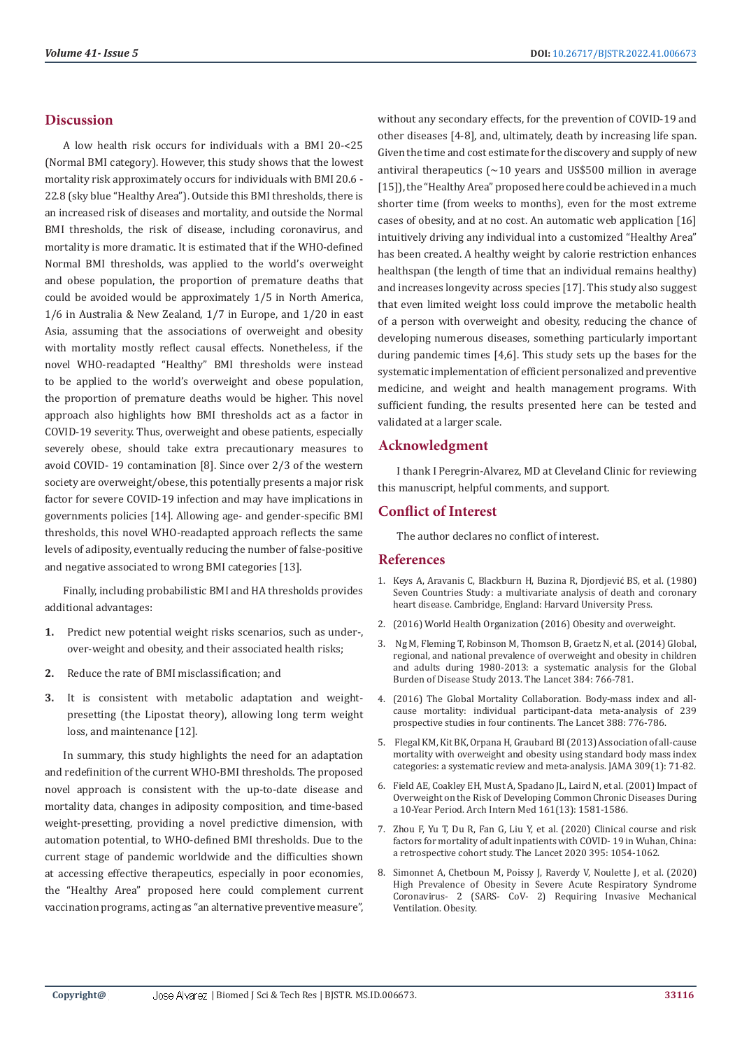## Discussion

A low health risk occurs for individuals with a BMI 20-<25 (Normal BMI category). However, this study shows that the lowest mortality risk approximately occurs for individuals with BMI 20.6 - 22.8 (sky blue "Healthy Area"). Outside this BMI thresholds, there is an increased risk of diseases and mortality, and outside the Normal BMI thresholds, the risk of disease, including coronavirus, and mortality is more dramatic. It is estimated that if the WHO-defined Normal BMI thresholds, was applied to the world's overweight and obese population, the proportion of premature deaths that could be avoided would be approximately 1/5 in North America, 1/6 in Australia & New Zealand, 1/7 in Europe, and 1/20 in east Asia, assuming that the associations of overweight and obesity with mortality mostly reflect causal effects. Nonetheless, if the novel WHO-readapted "Healthy" BMI thresholds were instead to be applied to the world's overweight and obese population, the proportion of premature deaths would be higher. This novel approach also highlights how BMI thresholds act as a factor in COVID-19 severity. Thus, overweight and obese patients, especially severely obese, should take extra precautionary measures to avoid COVID- 19 contamination [8]. Since over 2/3 of the western society are overweight/obese, this potentially presents a major risk factor for severe COVID-19 infection and may have implications in governments policies [14]. Allowing age- and gender-specific BMI thresholds, this novel WHO-readapted approach reflects the same levels of adiposity, eventually reducing the number of false-positive and negative associated to wrong BMI categories [13].

Finally, including probabilistic BMI and HA thresholds provides additional advantages:

1. Predict new potential weight risks scenarios, such as under-, over-weight and obesity, and their associated health risks;
2. Reduce the rate of BMI misclassification; and
3. It is consistent with metabolic adaptation and weight-presetting (the Lipostat theory), allowing long term weight loss, and maintenance [12].

In summary, this study highlights the need for an adaptation and redefinition of the current WHO-BMI thresholds. The proposed novel approach is consistent with the up-to-date disease and mortality data, changes in adiposity composition, and time-based weight-presetting, providing a novel predictive dimension, with automation potential, to WHO-defined BMI thresholds. Due to the current stage of pandemic worldwide and the difficulties shown at accessing effective therapeutics, especially in poor economies, the "Healthy Area" proposed here could complement current vaccination programs, acting as "an alternative preventive measure", without any secondary effects, for the prevention of COVID-19 and other diseases [4-8], and, ultimately, death by increasing life span. Given the time and cost estimate for the discovery and supply of new antiviral therapeutics (~10 years and US$500 million in average [15]), the "Healthy Area" proposed here could be achieved in a much shorter time (from weeks to months), even for the most extreme cases of obesity, and at no cost. An automatic web application [16] intuitively driving any individual into a customized "Healthy Area" has been created. A healthy weight by calorie restriction enhances healthspan (the length of time that an individual remains healthy) and increases longevity across species [17]. This study also suggest that even limited weight loss could improve the metabolic health of a person with overweight and obesity, reducing the chance of developing numerous diseases, something particularly important during pandemic times [4,6]. This study sets up the bases for the systematic implementation of efficient personalized and preventive medicine, and weight and health management programs. With sufficient funding, the results presented here can be tested and validated at a larger scale.

## Acknowledgment

I thank I Peregrin-Alvarez, MD at Cleveland Clinic for reviewing this manuscript, helpful comments, and support.

## Conflict of Interest

The author declares no conflict of interest.

## References

1. Keys A, Aravanis C, Blackburn H, Buzina R, Djordjević BS, et al. (1980) Seven Countries Study: a multivariate analysis of death and coronary heart disease. Cambridge, England: Harvard University Press.
2. (2016) World Health Organization (2016) Obesity and overweight.
3. Ng M, Fleming T, Robinson M, Thomson B, Graetz N, et al. (2014) Global, regional, and national prevalence of overweight and obesity in children and adults during 1980-2013: a systematic analysis for the Global Burden of Disease Study 2013. The Lancet 384: 766-781.
4. (2016) The Global Mortality Collaboration. Body-mass index and all-cause mortality: individual participant-data meta-analysis of 239 prospective studies in four continents. The Lancet 388: 776-786.
5. Flegal KM, Kit BK, Orpana H, Graubard BI (2013) Association of all-cause mortality with overweight and obesity using standard body mass index categories: a systematic review and meta-analysis. JAMA 309(1): 71-82.
6. Field AE, Coakley EH, Must A, Spadano JL, Laird N, et al. (2001) Impact of Overweight on the Risk of Developing Common Chronic Diseases During a 10-Year Period. Arch Intern Med 161(13): 1581-1586.
7. Zhou F, Yu T, Du R, Fan G, Liu Y, et al. (2020) Clinical course and risk factors for mortality of adult inpatients with COVID- 19 in Wuhan, China: a retrospective cohort study. The Lancet 2020 395: 1054-1062.
8. Simonnet A, Chetboun M, Poissy J, Raverdy V, Noulette J, et al. (2020) High Prevalence of Obesity in Severe Acute Respiratory Syndrome Coronavirus- 2 (SARS- CoV- 2) Requiring Invasive Mechanical Ventilation. Obesity.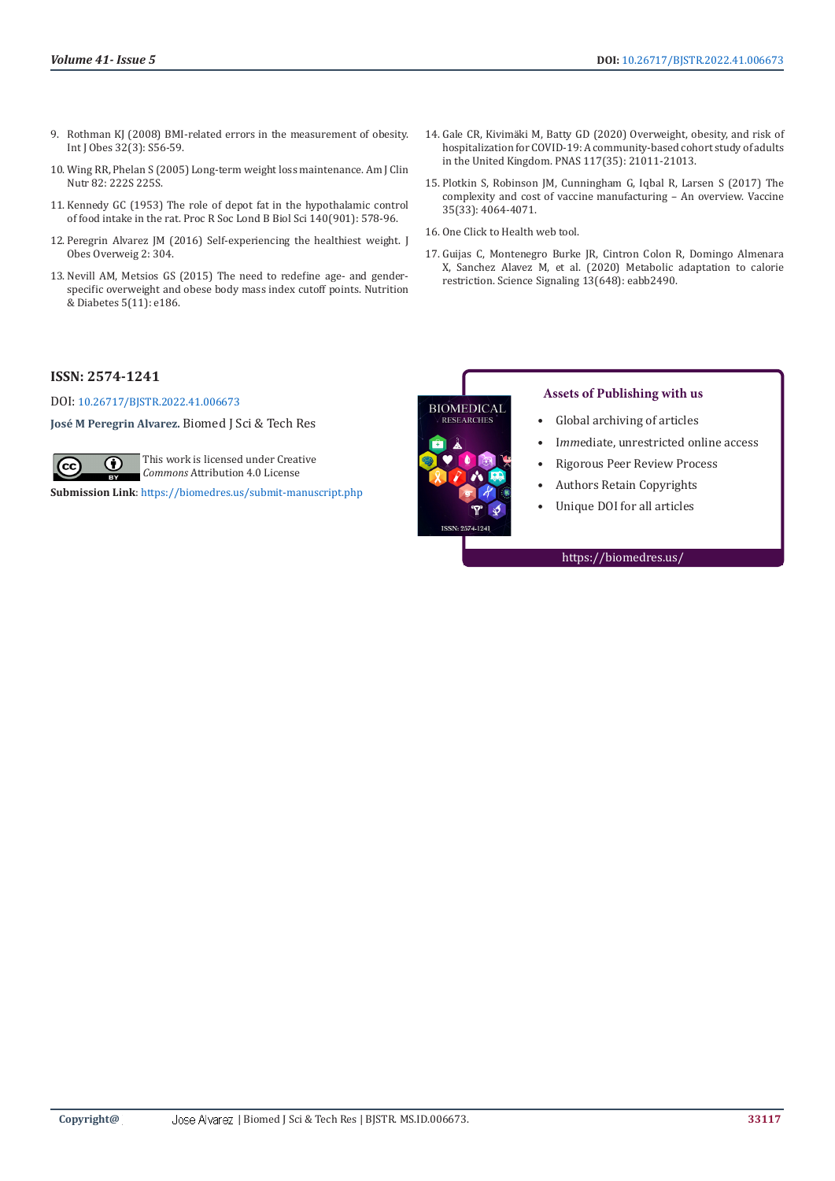9. Rothman KJ (2008) BMI-related errors in the measurement of obesity. Int J Obes 32(3): S56-59.
10. Wing RR, Phelan S (2005) Long-term weight loss maintenance. Am J Clin Nutr 82: 222S 225S.
11. Kennedy GC (1953) The role of depot fat in the hypothalamic control of food intake in the rat. Proc R Soc Lond B Biol Sci 140(901): 578-96.
12. Peregrin Alvarez JM (2016) Self-experiencing the healthiest weight. J Obes Overweig 2: 304.
13. Nevill AM, Metsios GS (2015) The need to redefine age- and gender-specific overweight and obese body mass index cutoff points. Nutrition & Diabetes 5(11): e186.
14. Gale CR, Kivimäki M, Batty GD (2020) Overweight, obesity, and risk of hospitalization for COVID-19: A community-based cohort study of adults in the United Kingdom. PNAS 117(35): 21011-21013.
15. Plotkin S, Robinson JM, Cunningham G, Iqbal R, Larsen S (2017) The complexity and cost of vaccine manufacturing – An overview. Vaccine 35(33): 4064-4071.
16. One Click to Health web tool.
17. Guijas C, Montenegro Burke JR, Cintron Colon R, Domingo Almenara X, Sanchez Alavez M, et al. (2020) Metabolic adaptation to calorie restriction. Science Signaling 13(648): eabb2490.

**ISSN: 2574-1241**

DOI: 10.26717/BJSTR.2022.41.006673

**José M Peregrin Alvarez.** Biomed J Sci & Tech Res

This work is licensed under Creative *Commons* Attribution 4.0 License

**Submission Link**: https://biomedres.us/submit-manuscript.php

**Assets of Publishing with us**

- Global archiving of articles
- Immediate, unrestricted online access
- Rigorous Peer Review Process
- Authors Retain Copyrights
- Unique DOI for all articles

https://biomedres.us/